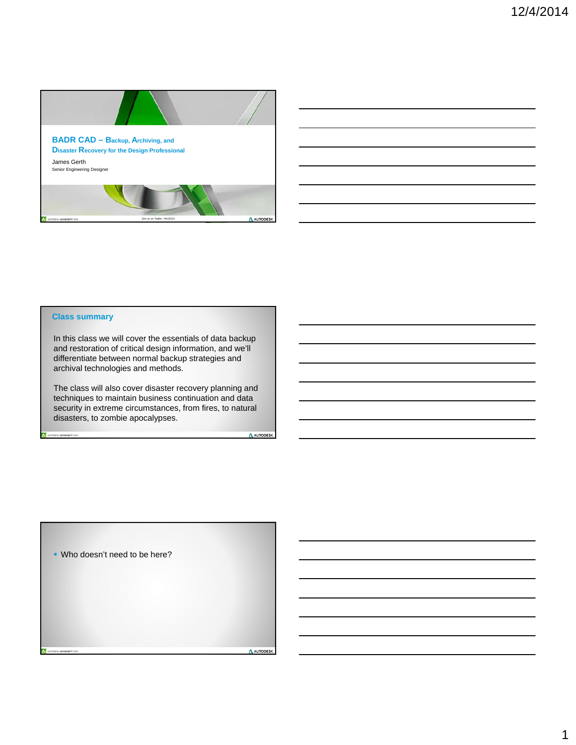# BADR CAD – Backup, Archiving, and Disaster Recovery for the Design Professional

James Gerth

Senior Engineering Designer

Join us on Twitter: #AU2014

## Class summary

In this class we will cover the essentials of data backup and restoration of critical design information, and we'll differentiate between normal backup strategies and archival technologies and methods.

The class will also cover disaster recovery planning and techniques to maintain business continuation and data security in extreme circumstances, from fires, to natural disasters, to zombie apocalypses.

- Who doesn't need to be here?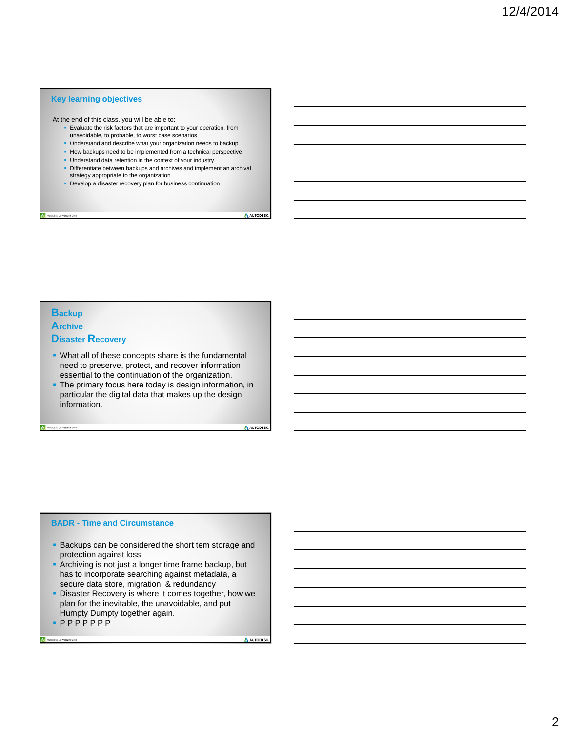## Key learning objectives

At the end of this class, you will be able to:

- Evaluate the risk factors that are important to your operation, from unavoidable, to probable, to worst case scenarios
- Understand and describe what your organization needs to backup
- How backups need to be implemented from a technical perspective
- Understand data retention in the context of your industry
- Differentiate between backups and archives and implement an archival strategy appropriate to the organization
- Develop a disaster recovery plan for business continuation

## Backup
## Archive
## Disaster Recovery

- What all of these concepts share is the fundamental need to preserve, protect, and recover information essential to the continuation of the organization.
- The primary focus here today is design information, in particular the digital data that makes up the design information.

## BADR - Time and Circumstance

- Backups can be considered the short tem storage and protection against loss
- Archiving is not just a longer time frame backup, but has to incorporate searching against metadata, a secure data store, migration, & redundancy
- Disaster Recovery is where it comes together, how we plan for the inevitable, the unavoidable, and put Humpty Dumpty together again.
- P P P P P P P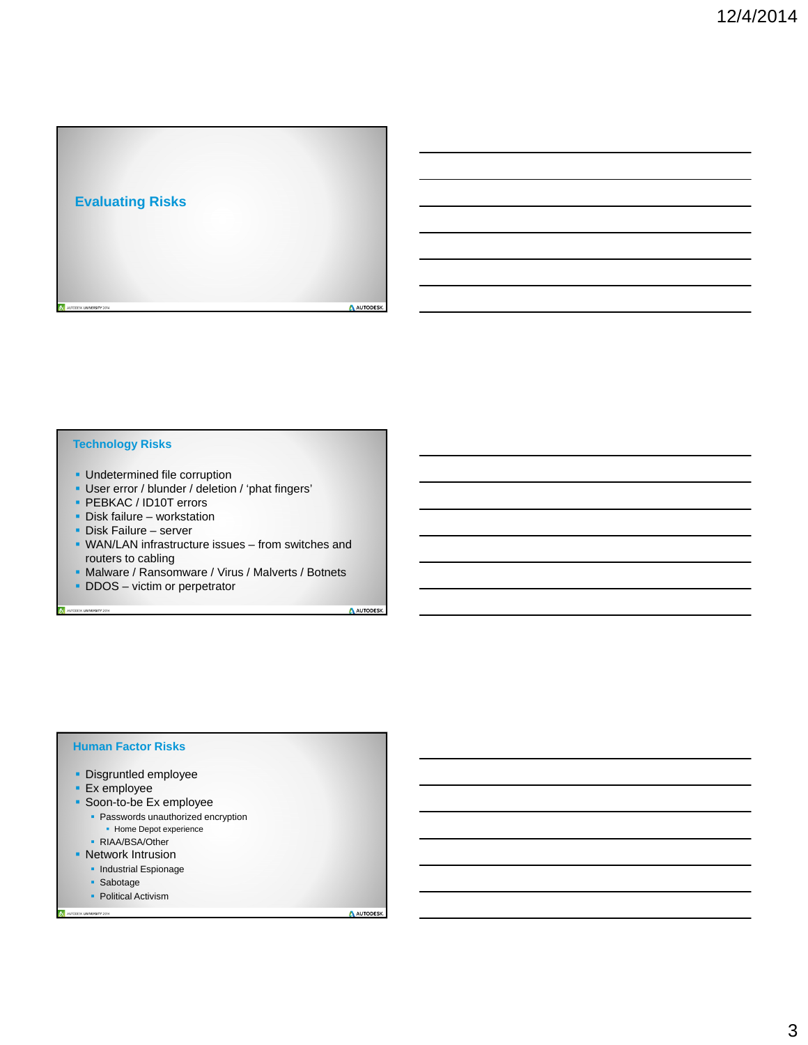## Evaluating Risks

## Technology Risks

- Undetermined file corruption
- User error / blunder / deletion / ‘phat fingers’
- PEBKAC / ID10T errors
- Disk failure – workstation
- Disk Failure – server
- WAN/LAN infrastructure issues – from switches and routers to cabling
- Malware / Ransomware / Virus / Malverts / Botnets
- DDOS – victim or perpetrator

## Human Factor Risks

- Disgruntled employee
- Ex employee
- Soon-to-be Ex employee
  - Passwords unauthorized encryption
    - Home Depot experience
  - RIAA/BSA/Other
- Network Intrusion
  - Industrial Espionage
  - Sabotage
  - Political Activism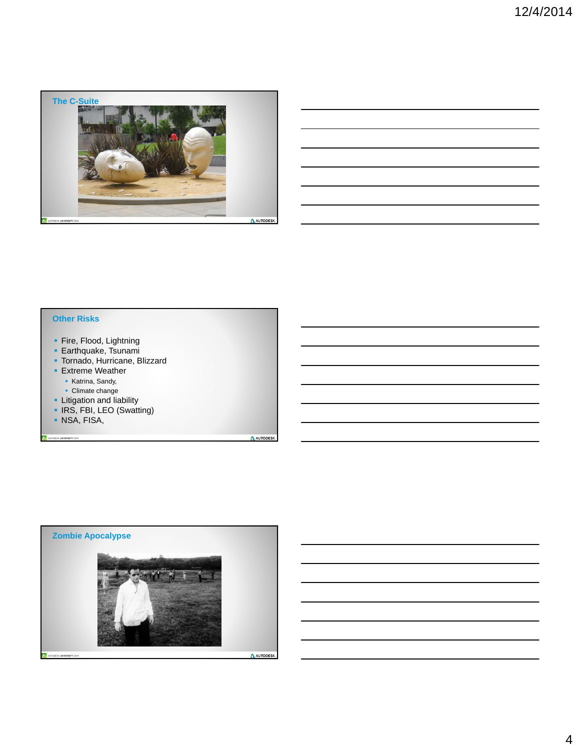## The C-Suite

## Other Risks

- Fire, Flood, Lightning
- Earthquake, Tsunami
- Tornado, Hurricane, Blizzard
- Extreme Weather
  - Katrina, Sandy,
  - Climate change
- Litigation and liability
- IRS, FBI, LEO (Swatting)
- NSA, FISA,

## Zombie Apocalypse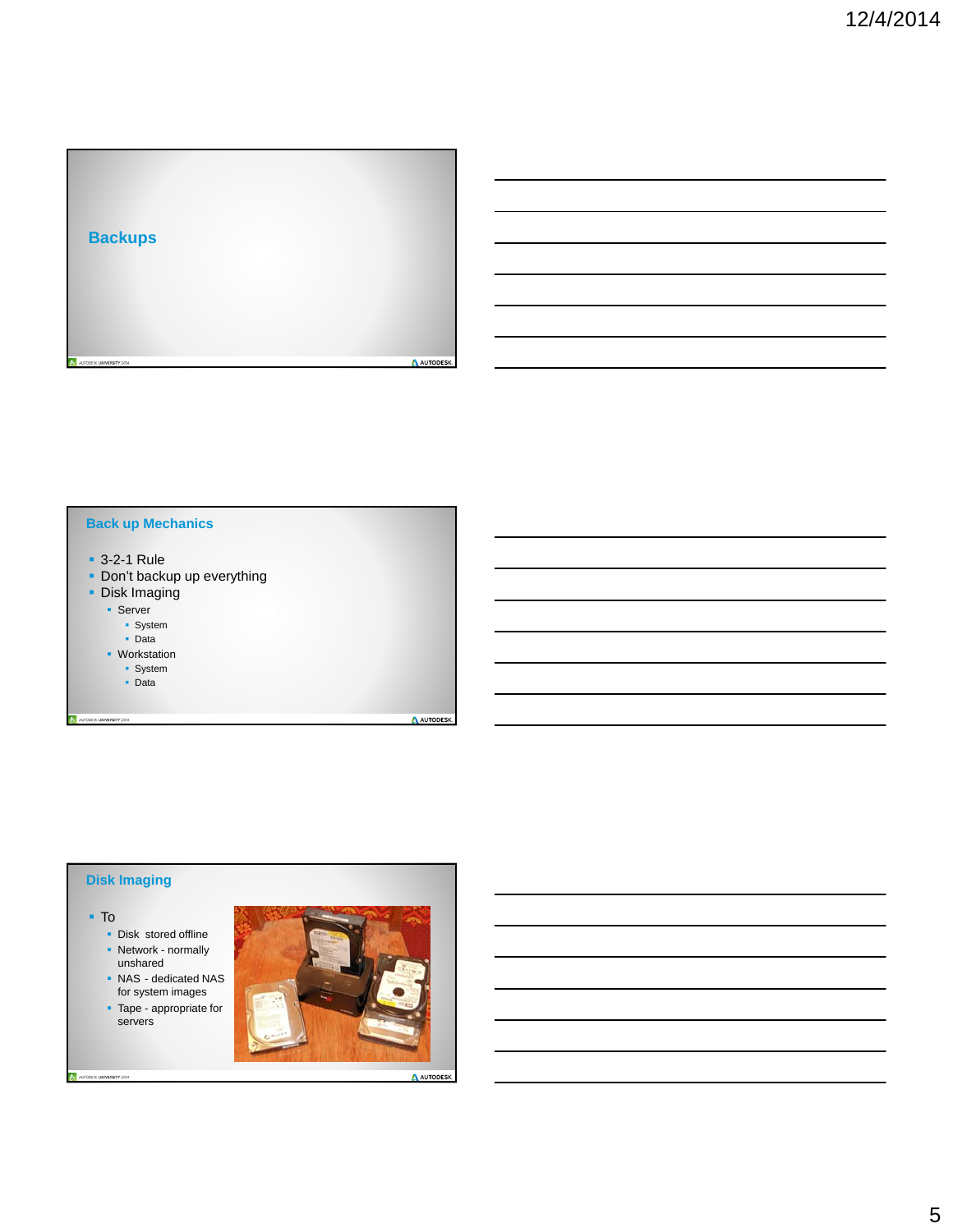## Backups

## Back up Mechanics

- 3-2-1 Rule
- Don't backup up everything
- Disk Imaging
  - Server
    - System
    - Data
  - Workstation
    - System
    - Data

## Disk Imaging

- To
  - Disk stored offline
  - Network - normally unshared
  - NAS - dedicated NAS for system images
  - Tape - appropriate for servers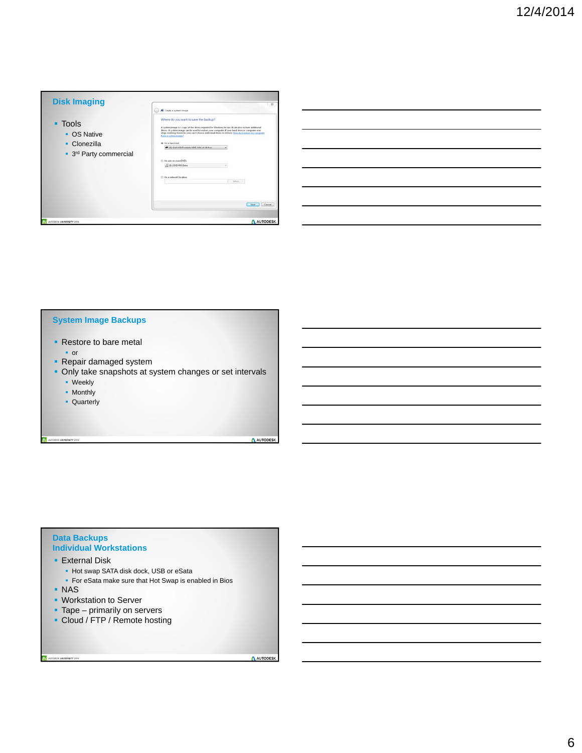## Disk Imaging

- Tools
  - OS Native
  - Clonezilla
  - 3rd Party commercial

## System Image Backups

- Restore to bare metal
  - or
- Repair damaged system
- Only take snapshots at system changes or set intervals
  - Weekly
  - Monthly
  - Quarterly

## Data Backups
## Individual Workstations

- External Disk
  - Hot swap SATA disk dock, USB or eSata
  - For eSata make sure that Hot Swap is enabled in Bios
- NAS
- Workstation to Server
- Tape – primarily on servers
- Cloud / FTP / Remote hosting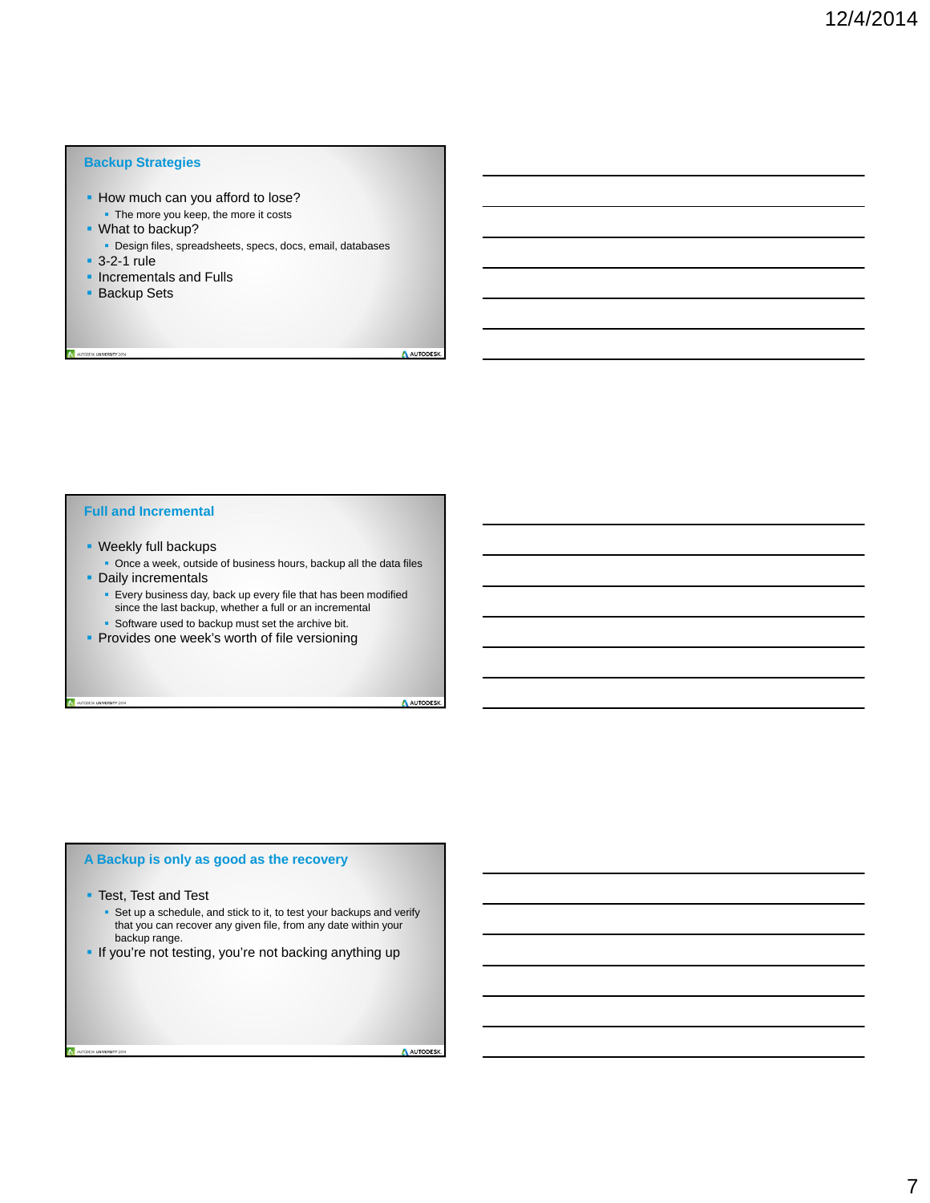## Backup Strategies

- How much can you afford to lose?
  - The more you keep, the more it costs
- What to backup?
  - Design files, spreadsheets, specs, docs, email, databases
- 3-2-1 rule
- Incrementals and Fulls
- Backup Sets

## Full and Incremental

- Weekly full backups
  - Once a week, outside of business hours, backup all the data files
- Daily incrementals
  - Every business day, back up every file that has been modified since the last backup, whether a full or an incremental
  - Software used to backup must set the archive bit.
- Provides one week's worth of file versioning

## A Backup is only as good as the recovery

- Test, Test and Test
  - Set up a schedule, and stick to it, to test your backups and verify that you can recover any given file, from any date within your backup range.
- If you're not testing, you're not backing anything up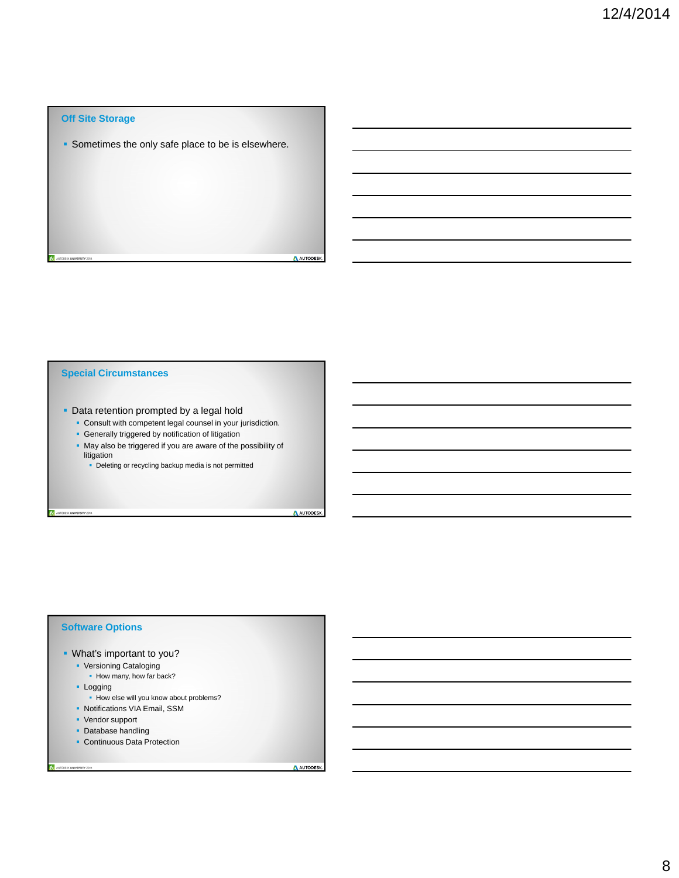## Off Site Storage

- Sometimes the only safe place to be is elsewhere.

## Special Circumstances

- Data retention prompted by a legal hold
  - Consult with competent legal counsel in your jurisdiction.
  - Generally triggered by notification of litigation
  - May also be triggered if you are aware of the possibility of litigation
    - Deleting or recycling backup media is not permitted

## Software Options

- What's important to you?
  - Versioning Cataloging
    - How many, how far back?
  - Logging
    - How else will you know about problems?
  - Notifications VIA Email, SSM
  - Vendor support
  - Database handling
  - Continuous Data Protection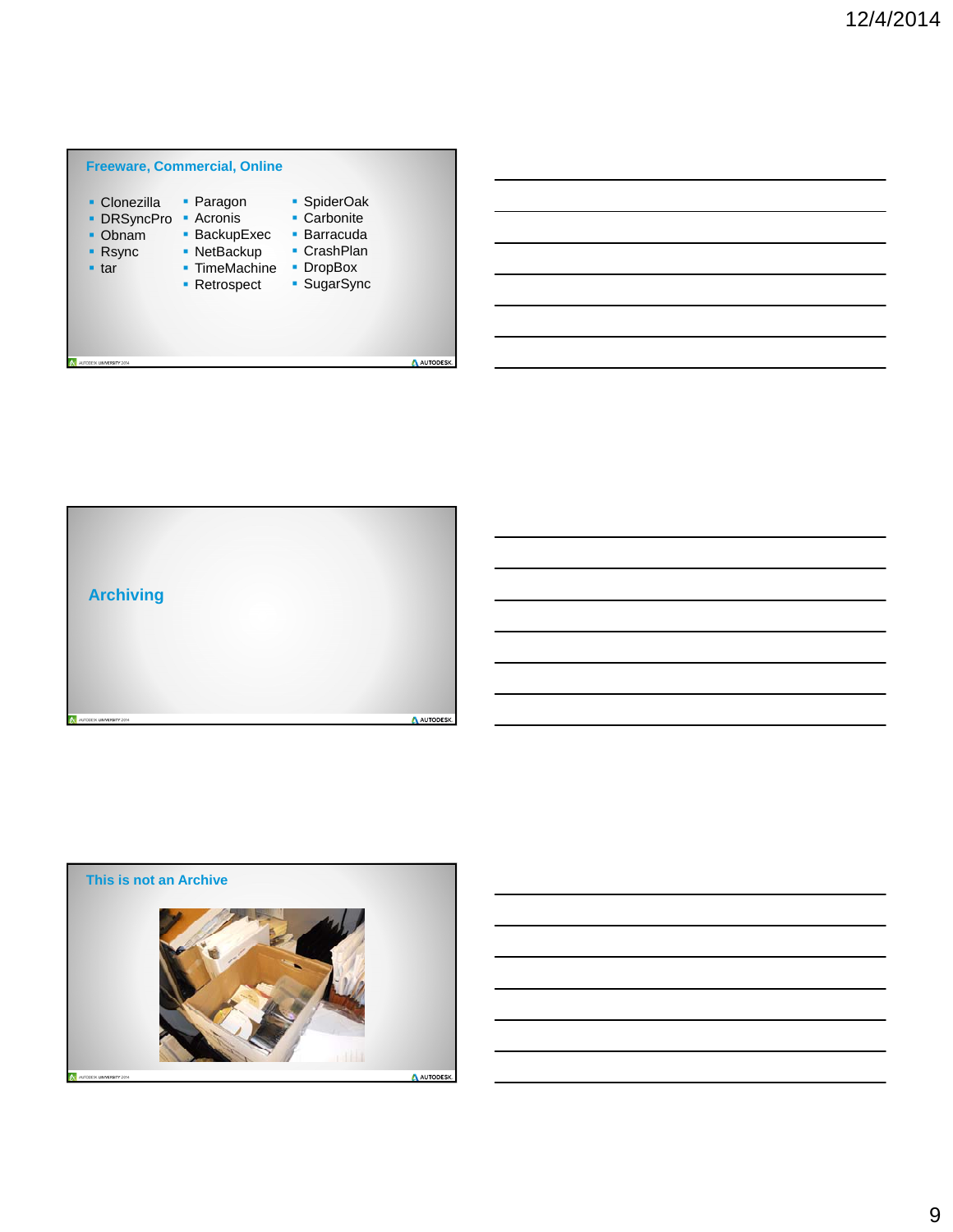## Freeware, Commercial, Online

- Clonezilla
- DRSyncPro
- Obnam
- Rsync
- tar

- Paragon
- Acronis
- BackupExec
- NetBackup
- TimeMachine
- Retrospect

- SpiderOak
- Carbonite
- Barracuda
- CrashPlan
- DropBox
- SugarSync

## Archiving

## This is not an Archive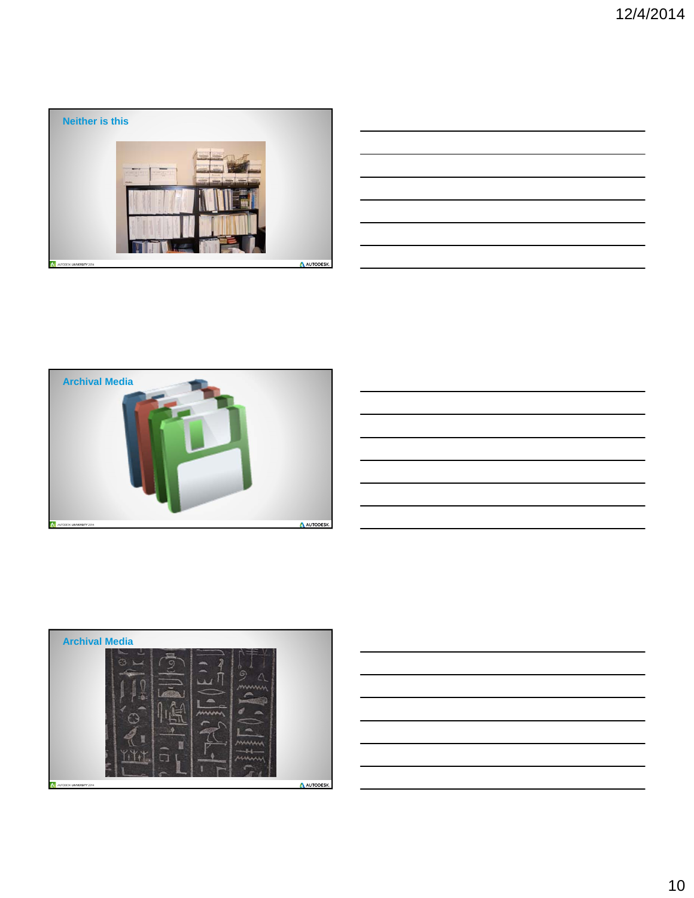## Neither is this

## Archival Media

## Archival Media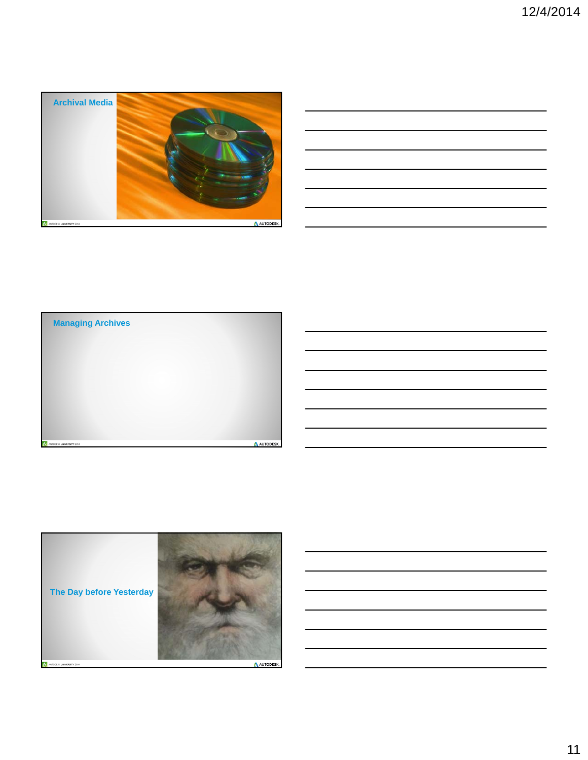## Archival Media

## Managing Archives

## The Day before Yesterday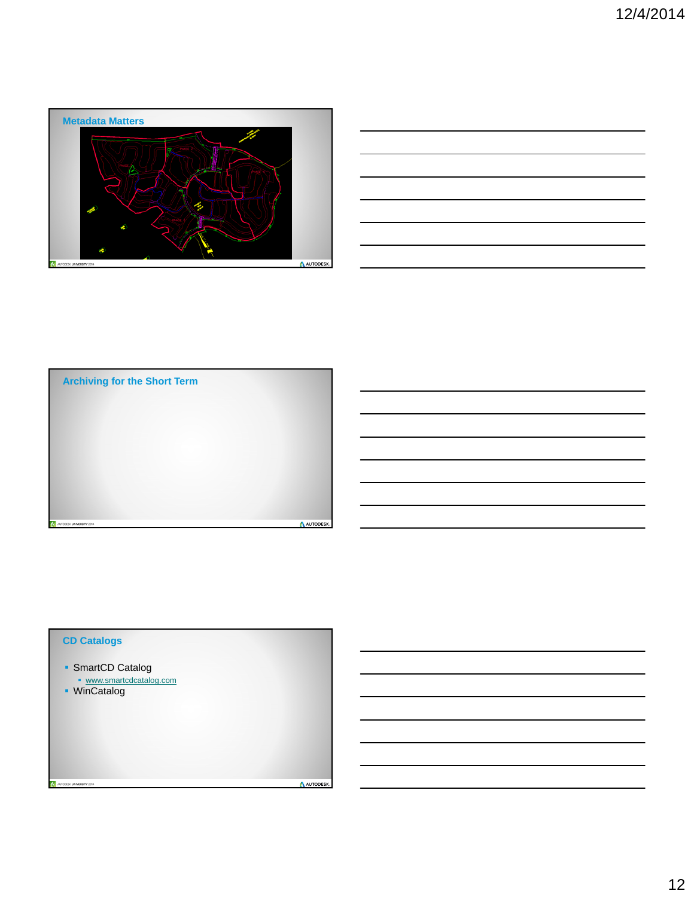## Metadata Matters

## Archiving for the Short Term

## CD Catalogs

- SmartCD Catalog
  - www.smartcdcatalog.com
- WinCatalog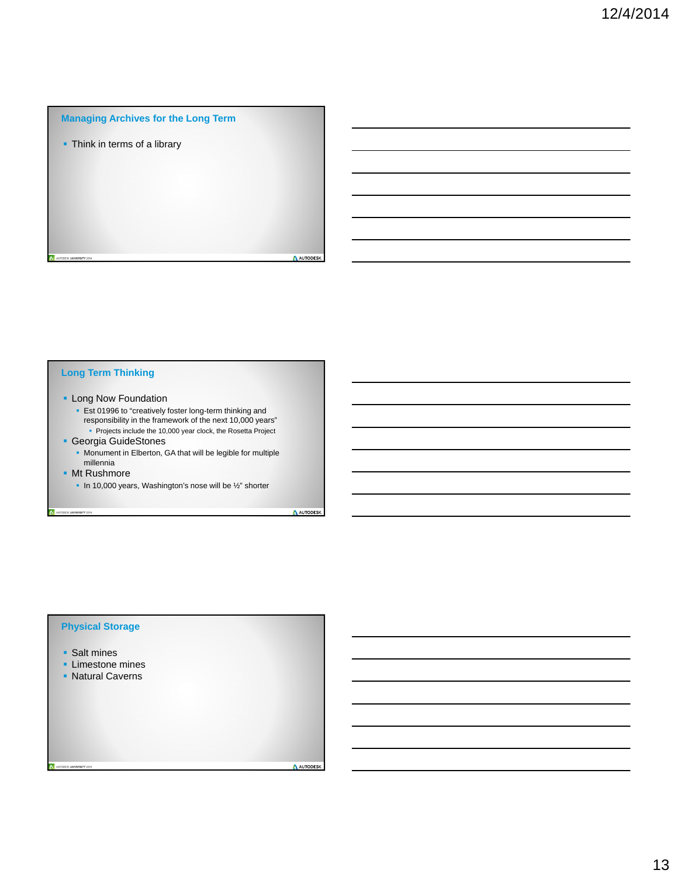## Managing Archives for the Long Term

- Think in terms of a library

## Long Term Thinking

- Long Now Foundation
  - Est 01996 to "creatively foster long-term thinking and responsibility in the framework of the next 10,000 years"
    - Projects include the 10,000 year clock, the Rosetta Project
- Georgia GuideStones
  - Monument in Elberton, GA that will be legible for multiple millennia
- Mt Rushmore
  - In 10,000 years, Washington's nose will be ½" shorter

## Physical Storage

- Salt mines
- Limestone mines
- Natural Caverns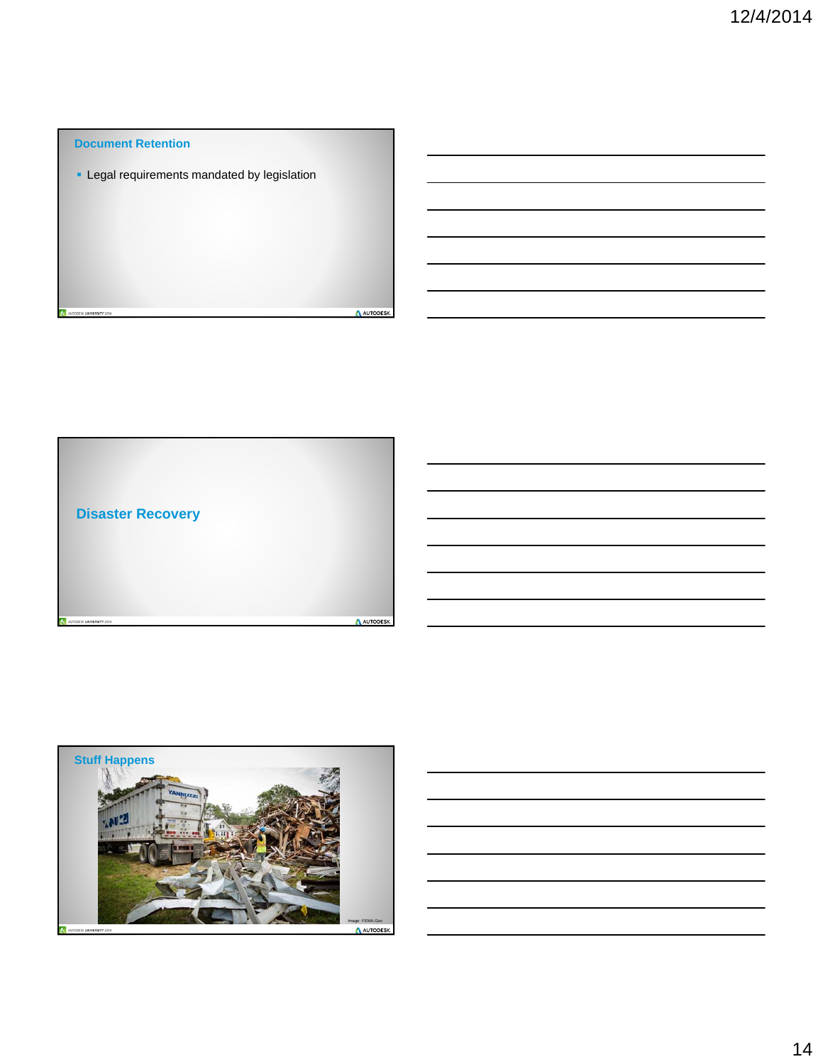## Document Retention

- Legal requirements mandated by legislation

## Disaster Recovery

## Stuff Happens

Image: FEMA.Gov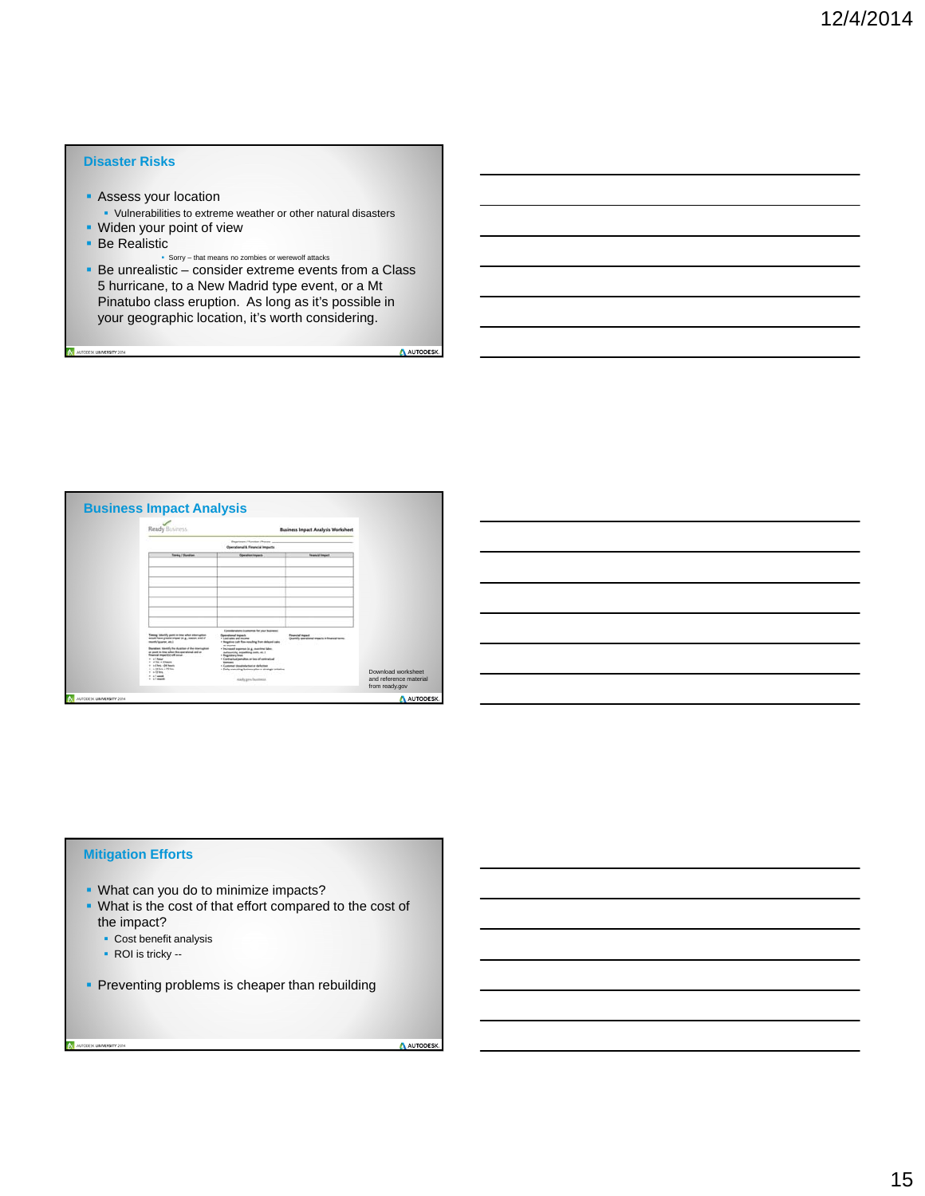## Disaster Risks

- Assess your location
  - Vulnerabilities to extreme weather or other natural disasters
- Widen your point of view
- Be Realistic
  - Sorry – that means no zombies or werewolf attacks
- Be unrealistic – consider extreme events from a Class 5 hurricane, to a New Madrid type event, or a Mt Pinatubo class eruption. As long as it's possible in your geographic location, it's worth considering.

## Business Impact Analysis

Download worksheet and reference material from ready.gov

## Mitigation Efforts

- What can you do to minimize impacts?
- What is the cost of that effort compared to the cost of the impact?
  - Cost benefit analysis
  - ROI is tricky --
- Preventing problems is cheaper than rebuilding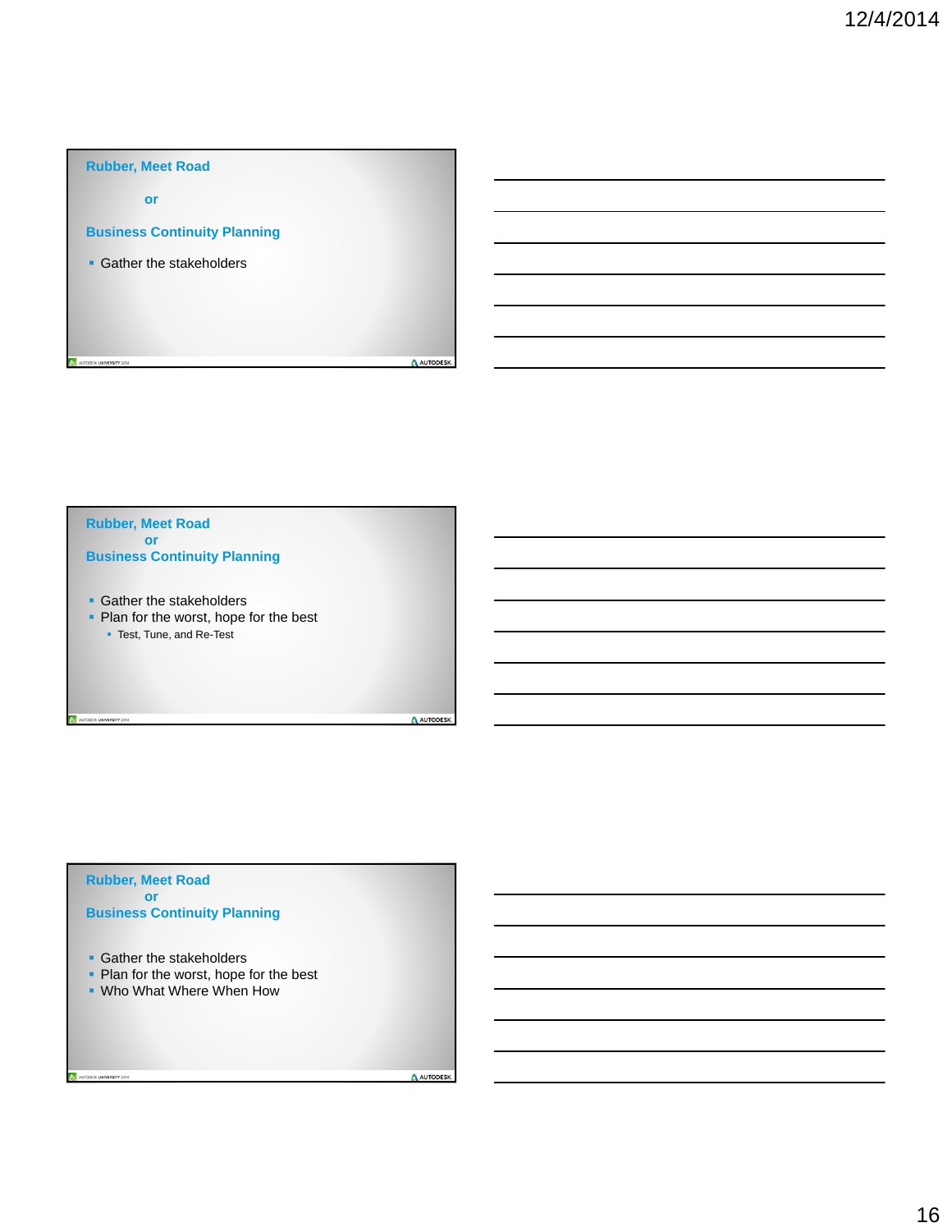## Rubber, Meet Road

or

## Business Continuity Planning

- Gather the stakeholders

## Rubber, Meet Road
or
## Business Continuity Planning

- Gather the stakeholders
- Plan for the worst, hope for the best
  - Test, Tune, and Re-Test

## Rubber, Meet Road
or
## Business Continuity Planning

- Gather the stakeholders
- Plan for the worst, hope for the best
- Who What Where When How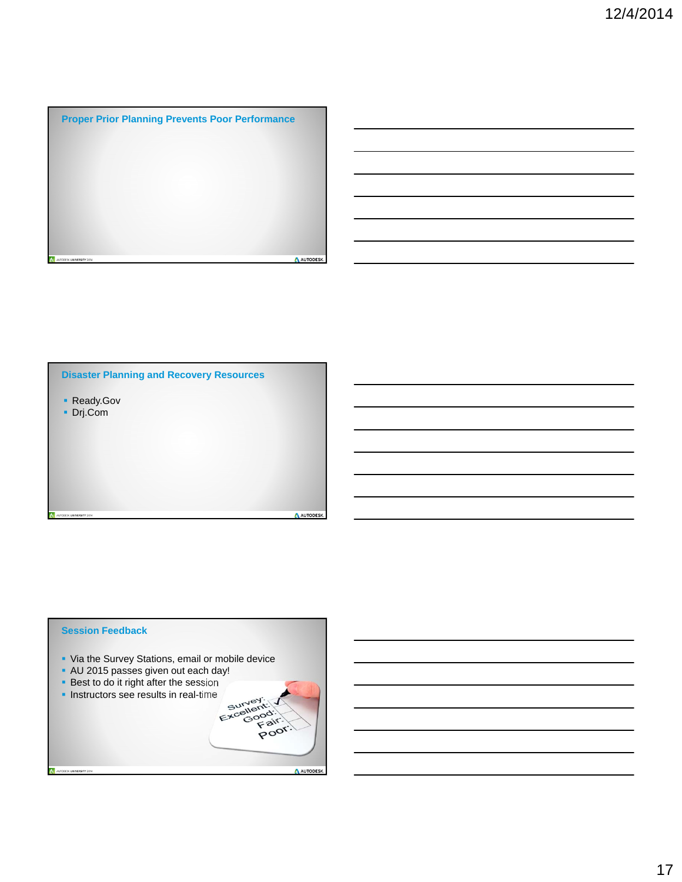## Proper Prior Planning Prevents Poor Performance

## Disaster Planning and Recovery Resources

- Ready.Gov
- Drj.Com

## Session Feedback

- Via the Survey Stations, email or mobile device
- AU 2015 passes given out each day!
- Best to do it right after the session
- Instructors see results in real-time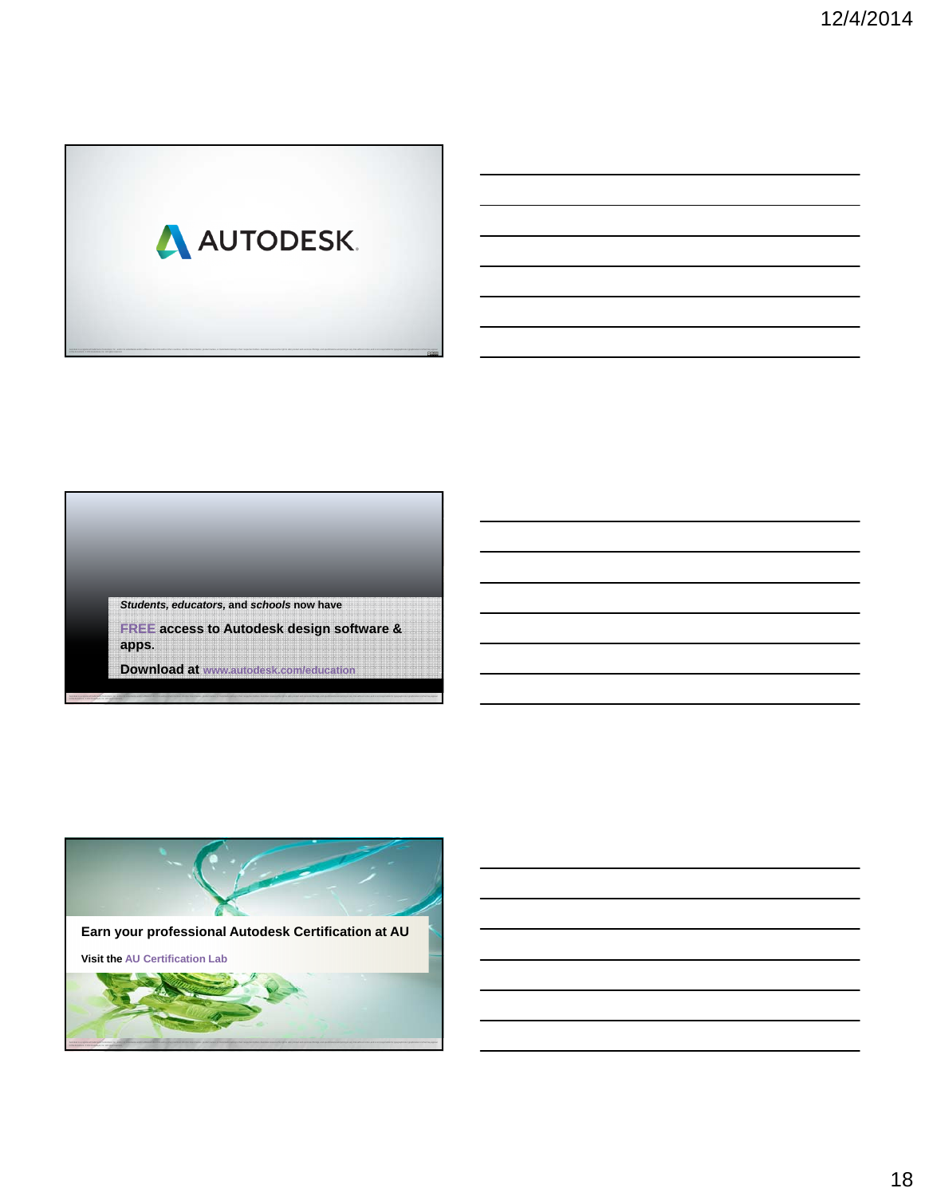AUTODESK.

*Students, educators,* and *schools* now have

**FREE access to Autodesk design software & apps.**

**Download at www.autodesk.com/education**

**Earn your professional Autodesk Certification at AU**

**Visit the AU Certification Lab**